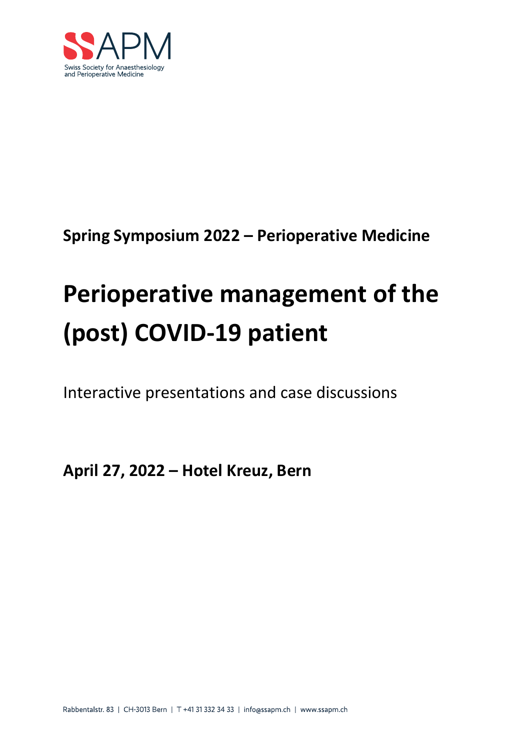SSAPM

Swiss Society for Anaesthesiology and Perioperative Medicine

**Spring Symposium 2022 – Perioperative Medicine**

# Perioperative management of the (post) COVID-19 patient

Interactive presentations and case discussions

**April 27, 2022 – Hotel Kreuz, Bern**

Rabbentalstr. 83 | CH-3013 Bern | T +41 31 332 34 33 | info@ssapm.ch | www.ssapm.ch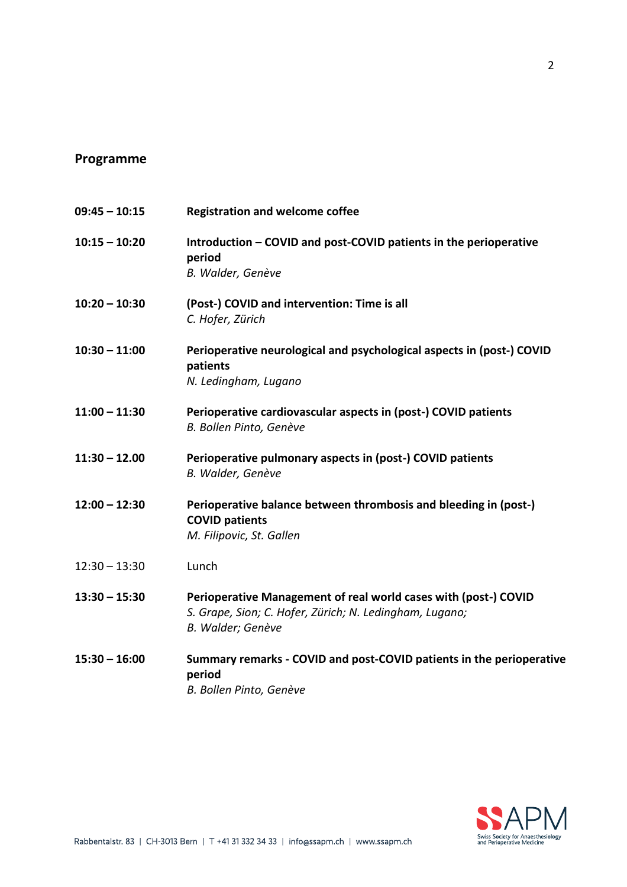## Programme

**09:45 – 10:15** **Registration and welcome coffee**

**10:15 – 10:20** **Introduction – COVID and post-COVID patients in the perioperative period**
*B. Walder, Genève*

**10:20 – 10:30** **(Post-) COVID and intervention: Time is all**
*C. Hofer, Zürich*

**10:30 – 11:00** **Perioperative neurological and psychological aspects in (post-) COVID patients**
*N. Ledingham, Lugano*

**11:00 – 11:30** **Perioperative cardiovascular aspects in (post-) COVID patients**
*B. Bollen Pinto, Genève*

**11:30 – 12.00** **Perioperative pulmonary aspects in (post-) COVID patients**
*B. Walder, Genève*

**12:00 – 12:30** **Perioperative balance between thrombosis and bleeding in (post-) COVID patients**
*M. Filipovic, St. Gallen*

12:30 – 13:30 Lunch

**13:30 – 15:30** **Perioperative Management of real world cases with (post-) COVID**
*S. Grape, Sion; C. Hofer, Zürich; N. Ledingham, Lugano; B. Walder; Genève*

**15:30 – 16:00** **Summary remarks - COVID and post-COVID patients in the perioperative period**
*B. Bollen Pinto, Genève*

Rabbentalstr. 83 | CH-3013 Bern | T +41 31 332 34 33 | info@ssapm.ch | www.ssapm.ch

SSAPM Swiss Society for Anaesthesiology and Perioperative Medicine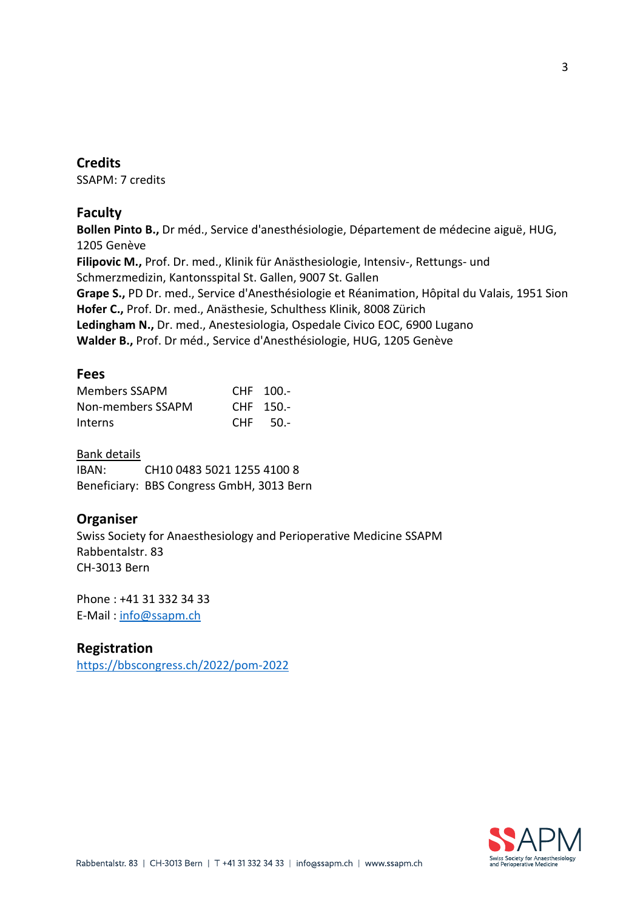## Credits

SSAPM: 7 credits

## Faculty

**Bollen Pinto B.,** Dr méd., Service d'anesthésiologie, Département de médecine aiguë, HUG, 1205 Genève
**Filipovic M.,** Prof. Dr. med., Klinik für Anästhesiologie, Intensiv-, Rettungs- und Schmerzmedizin, Kantonsspital St. Gallen, 9007 St. Gallen
**Grape S.,** PD Dr. med., Service d'Anesthésiologie et Réanimation, Hôpital du Valais, 1951 Sion
**Hofer C.,** Prof. Dr. med., Anästhesie, Schulthess Klinik, 8008 Zürich
**Ledingham N.,** Dr. med., Anestesiologia, Ospedale Civico EOC, 6900 Lugano
**Walder B.,** Prof. Dr méd., Service d'Anesthésiologie, HUG, 1205 Genève

## Fees

| | |
|---|---|
| Members SSAPM | CHF 100.- |
| Non-members SSAPM | CHF 150.- |
| Interns | CHF 50.- |

Bank details
IBAN: CH10 0483 5021 1255 4100 8
Beneficiary: BBS Congress GmbH, 3013 Bern

## Organiser

Swiss Society for Anaesthesiology and Perioperative Medicine SSAPM
Rabbentalstr. 83
CH-3013 Bern

Phone : +41 31 332 34 33
E-Mail : info@ssapm.ch

## Registration

https://bbscongress.ch/2022/pom-2022